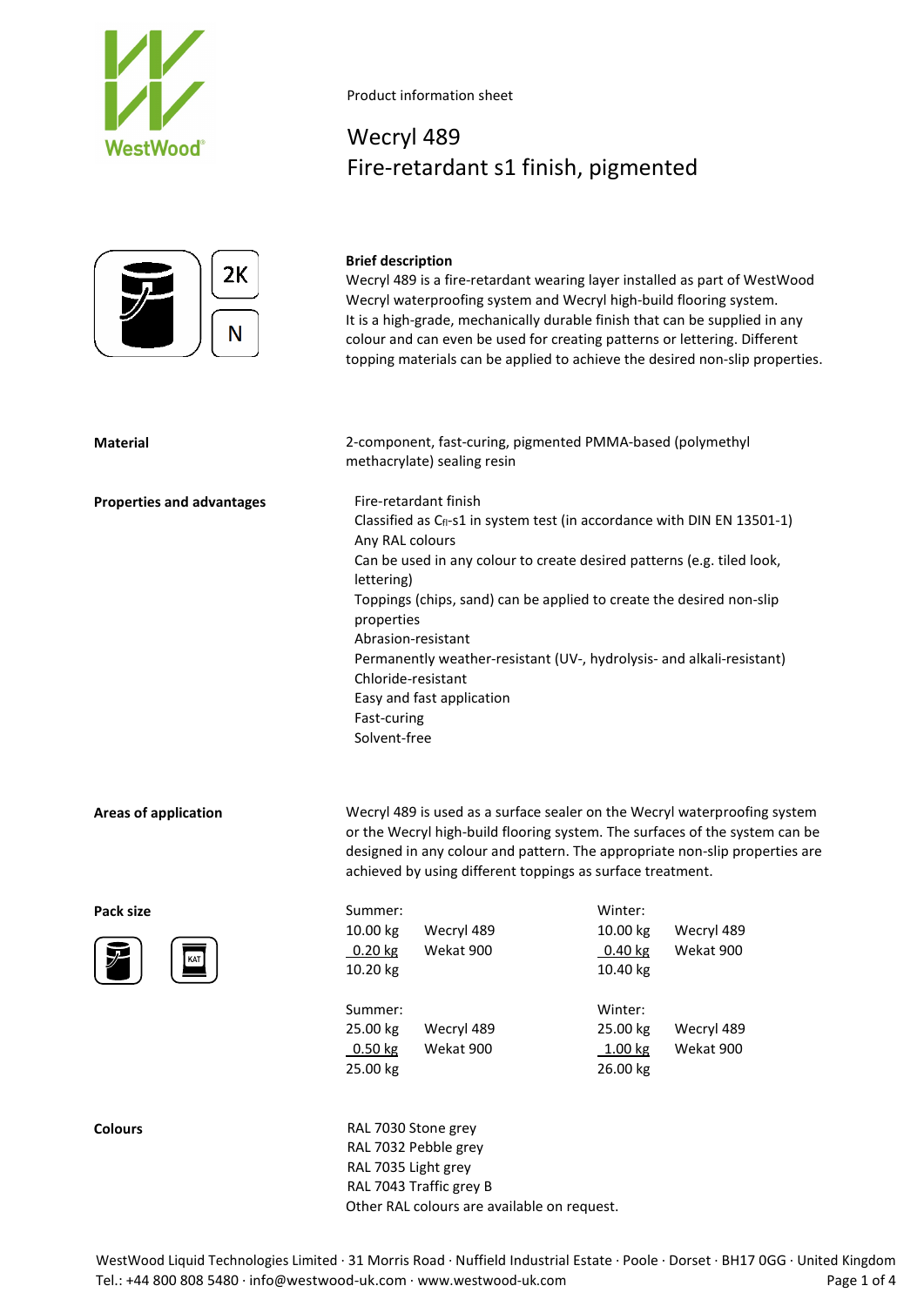Product information sheet

# Wecryl 489
## Fire-retardant s1 finish, pigmented

2K

N

**Brief description**

Wecryl 489 is a fire-retardant wearing layer installed as part of WestWood Wecryl waterproofing system and Wecryl high-build flooring system.
It is a high-grade, mechanically durable finish that can be supplied in any colour and can even be used for creating patterns or lettering. Different topping materials can be applied to achieve the desired non-slip properties.

**Material**

2-component, fast-curing, pigmented PMMA-based (polymethyl methacrylate) sealing resin

**Properties and advantages**

- Fire-retardant finish
- Classified as $C_{fl}$-s1 in system test (in accordance with DIN EN 13501-1)
- Any RAL colours
- Can be used in any colour to create desired patterns (e.g. tiled look, lettering)
- Toppings (chips, sand) can be applied to create the desired non-slip properties
- Abrasion-resistant
- Permanently weather-resistant (UV-, hydrolysis- and alkali-resistant)
- Chloride-resistant
- Easy and fast application
- Fast-curing
- Solvent-free

**Areas of application**

Wecryl 489 is used as a surface sealer on the Wecryl waterproofing system or the Wecryl high-build flooring system. The surfaces of the system can be designed in any colour and pattern. The appropriate non-slip properties are achieved by using different toppings as surface treatment.

**Pack size**

KAT

| Summer: | | Winter: | |
|---|---|---|---|
| 10.00 kg | Wecryl 489 | 10.00 kg | Wecryl 489 |
| 0.20 kg | Wekat 900 | 0.40 kg | Wekat 900 |
| 10.20 kg | | 10.40 kg | |

| Summer: | | Winter: | |
|---|---|---|---|
| 25.00 kg | Wecryl 489 | 25.00 kg | Wecryl 489 |
| 0.50 kg | Wekat 900 | 1.00 kg | Wekat 900 |
| 25.00 kg | | 26.00 kg | |

**Colours**

RAL 7030 Stone grey
RAL 7032 Pebble grey
RAL 7035 Light grey
RAL 7043 Traffic grey B
Other RAL colours are available on request.

WestWood Liquid Technologies Limited · 31 Morris Road · Nuffield Industrial Estate · Poole · Dorset · BH17 0GG · United Kingdom
Tel.: +44 800 808 5480 · info@westwood-uk.com · www.westwood-uk.com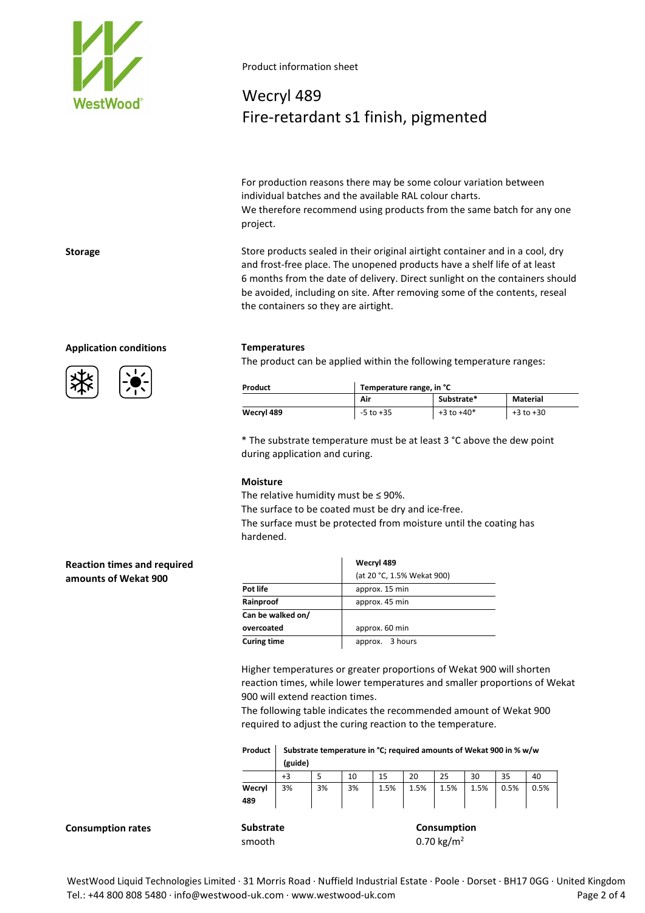Product information sheet

# Wecryl 489
## Fire-retardant s1 finish, pigmented

For production reasons there may be some colour variation between individual batches and the available RAL colour charts.
We therefore recommend using products from the same batch for any one project.

**Storage**

Store products sealed in their original airtight container and in a cool, dry and frost-free place. The unopened products have a shelf life of at least 6 months from the date of delivery. Direct sunlight on the containers should be avoided, including on site. After removing some of the contents, reseal the containers so they are airtight.

**Application conditions**

**Temperatures**

The product can be applied within the following temperature ranges:

| Product | Temperature range, in °C | | |
|---|---|---|---|
| | Air | Substrate* | Material |
| Wecryl 489 | -5 to +35 | +3 to +40* | +3 to +30 |

* The substrate temperature must be at least 3 °C above the dew point during application and curing.

**Moisture**

The relative humidity must be ≤ 90%.
The surface to be coated must be dry and ice-free.
The surface must be protected from moisture until the coating has hardened.

**Reaction times and required amounts of Wekat 900**

| | Wecryl 489 (at 20 °C, 1.5% Wekat 900) |
|---|---|
| Pot life | approx. 15 min |
| Rainproof | approx. 45 min |
| Can be walked on/ overcoated | approx. 60 min |
| Curing time | approx. 3 hours |

Higher temperatures or greater proportions of Wekat 900 will shorten reaction times, while lower temperatures and smaller proportions of Wekat 900 will extend reaction times.
The following table indicates the recommended amount of Wekat 900 required to adjust the curing reaction to the temperature.

| Product | Substrate temperature in °C; required amounts of Wekat 900 in % w/w (guide) | | | | | | | | |
|---|---|---|---|---|---|---|---|---|---|
| | +3 | 5 | 10 | 15 | 20 | 25 | 30 | 35 | 40 |
| Wecryl 489 | 3% | 3% | 3% | 1.5% | 1.5% | 1.5% | 1.5% | 0.5% | 0.5% |

**Consumption rates**

| Substrate | Consumption |
|---|---|
| smooth | 0.70 kg/m$^2$ |

WestWood Liquid Technologies Limited · 31 Morris Road · Nuffield Industrial Estate · Poole · Dorset · BH17 0GG · United Kingdom
Tel.: +44 800 808 5480 · info@westwood-uk.com · www.westwood-uk.com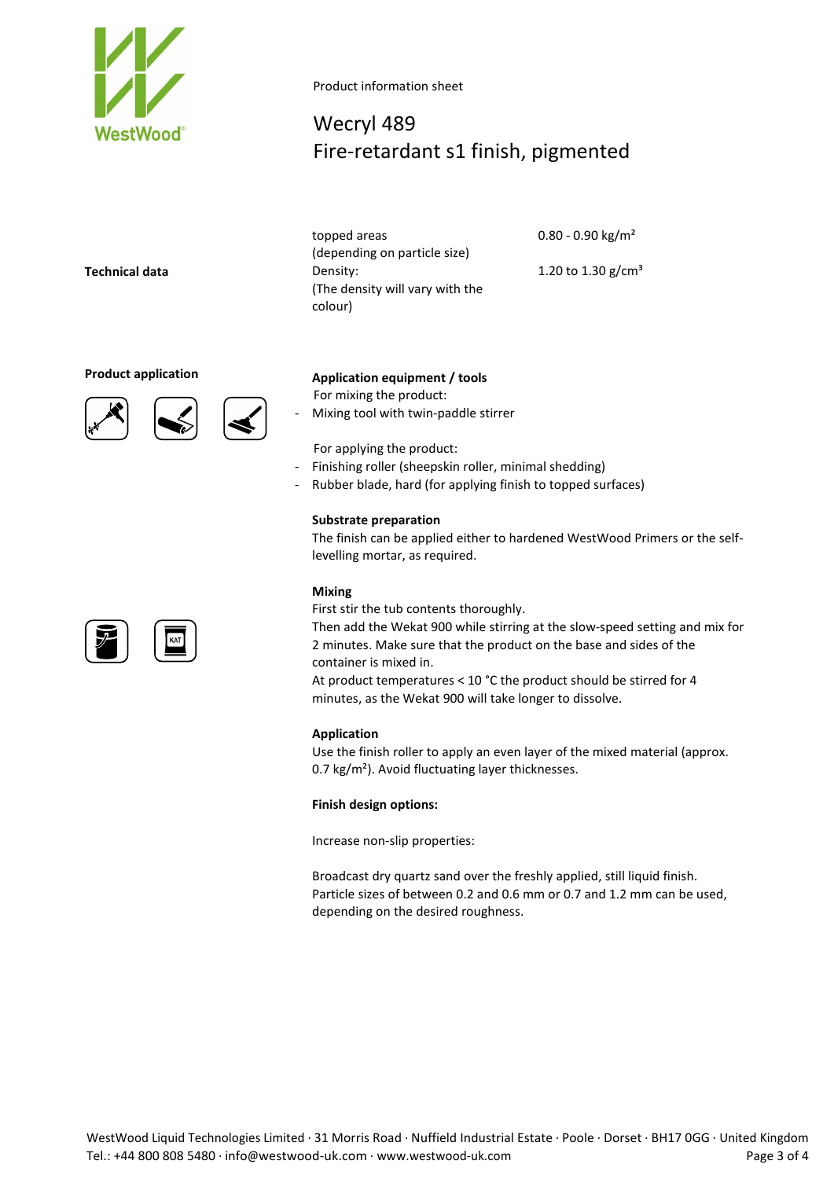Product information sheet

# Wecryl 489
## Fire-retardant s1 finish, pigmented

**Technical data**

| | |
|---|---|
| topped areas (depending on particle size) | 0.80 - 0.90 kg/m² |
| Density: (The density will vary with the colour) | 1.20 to 1.30 g/cm³ |

**Product application**

**Application equipment / tools**

For mixing the product:

- Mixing tool with twin-paddle stirrer

For applying the product:

- Finishing roller (sheepskin roller, minimal shedding)
- Rubber blade, hard (for applying finish to topped surfaces)

**Substrate preparation**

The finish can be applied either to hardened WestWood Primers or the self-levelling mortar, as required.

**Mixing**

First stir the tub contents thoroughly.
Then add the Wekat 900 while stirring at the slow-speed setting and mix for 2 minutes. Make sure that the product on the base and sides of the container is mixed in.
At product temperatures < 10 °C the product should be stirred for 4 minutes, as the Wekat 900 will take longer to dissolve.

**Application**

Use the finish roller to apply an even layer of the mixed material (approx. 0.7 kg/m²). Avoid fluctuating layer thicknesses.

**Finish design options:**

Increase non-slip properties:

Broadcast dry quartz sand over the freshly applied, still liquid finish. Particle sizes of between 0.2 and 0.6 mm or 0.7 and 1.2 mm can be used, depending on the desired roughness.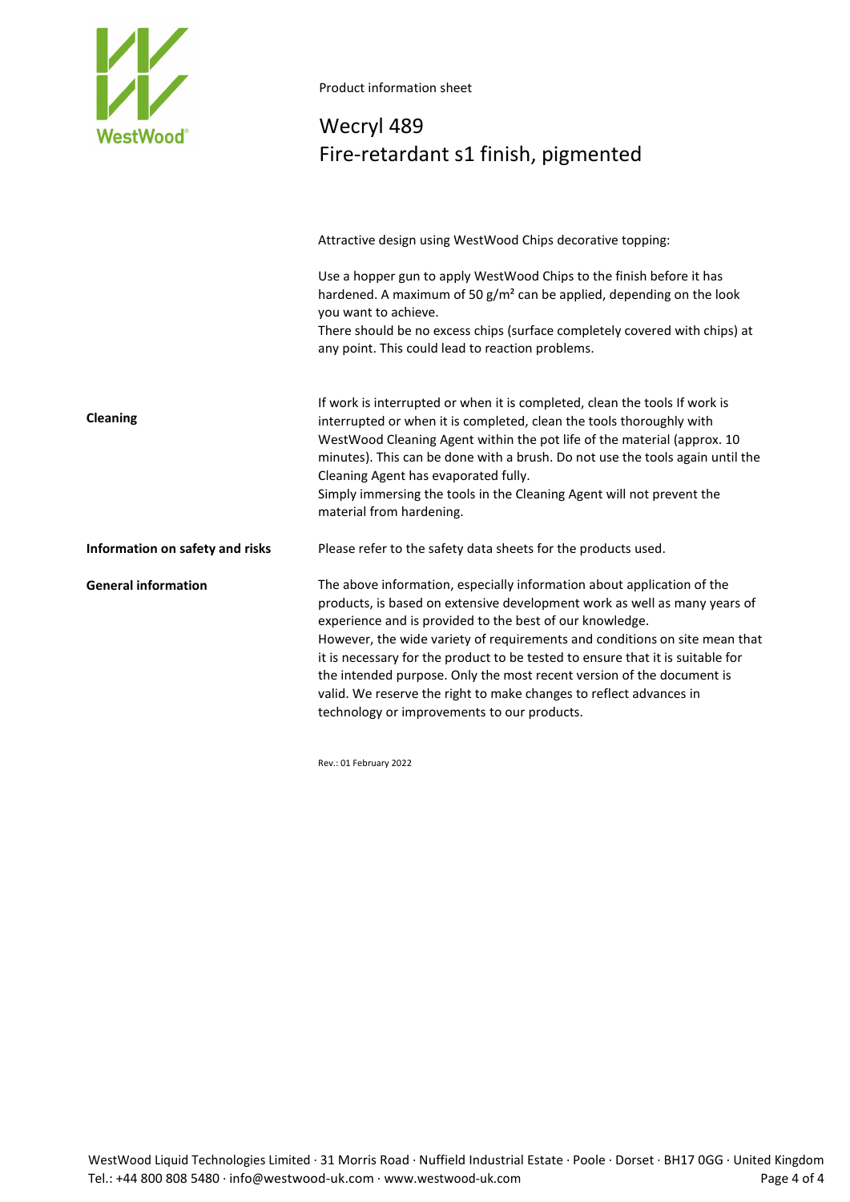Product information sheet

# Wecryl 489
# Fire-retardant s1 finish, pigmented

Attractive design using WestWood Chips decorative topping:

Use a hopper gun to apply WestWood Chips to the finish before it has hardened. A maximum of 50 g/m² can be applied, depending on the look you want to achieve.
There should be no excess chips (surface completely covered with chips) at any point. This could lead to reaction problems.

**Cleaning**

If work is interrupted or when it is completed, clean the tools If work is interrupted or when it is completed, clean the tools thoroughly with WestWood Cleaning Agent within the pot life of the material (approx. 10 minutes). This can be done with a brush. Do not use the tools again until the Cleaning Agent has evaporated fully.
Simply immersing the tools in the Cleaning Agent will not prevent the material from hardening.

**Information on safety and risks**

Please refer to the safety data sheets for the products used.

**General information**

The above information, especially information about application of the products, is based on extensive development work as well as many years of experience and is provided to the best of our knowledge.
However, the wide variety of requirements and conditions on site mean that it is necessary for the product to be tested to ensure that it is suitable for the intended purpose. Only the most recent version of the document is valid. We reserve the right to make changes to reflect advances in technology or improvements to our products.

Rev.: 01 February 2022

WestWood Liquid Technologies Limited · 31 Morris Road · Nuffield Industrial Estate · Poole · Dorset · BH17 0GG · United Kingdom
Tel.: +44 800 808 5480 · info@westwood-uk.com · www.westwood-uk.com